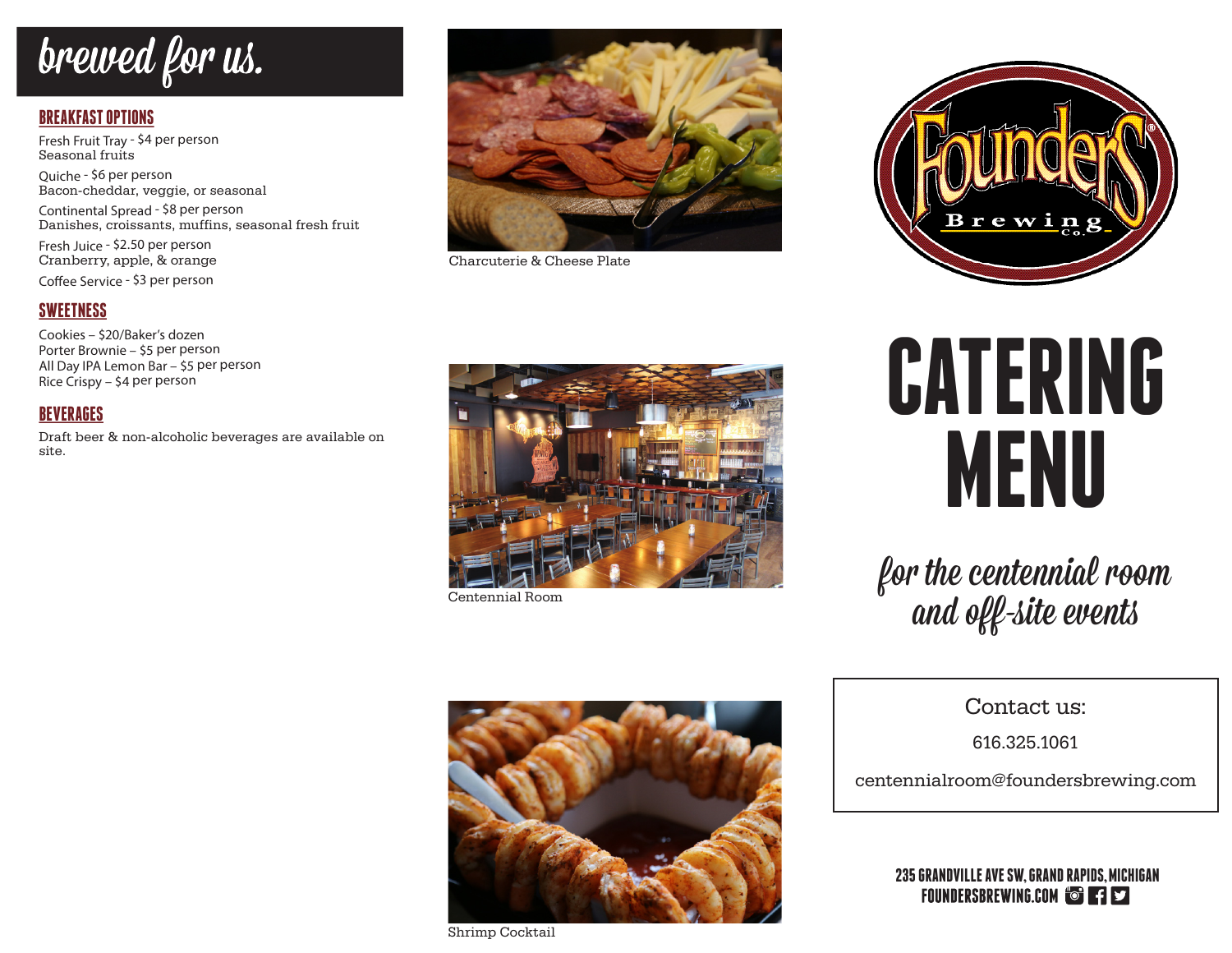# brewed for us.

## BREAKFAST OPTIONS

Fresh Fruit Tray - $4 per person
Seasonal fruits

Quiche - $6 per person
Bacon-cheddar, veggie, or seasonal

Continental Spread - $8 per person
Danishes, croissants, muffins, seasonal fresh fruit

Fresh Juice - $2.50 per person
Cranberry, apple, & orange

Coffee Service - $3 per person

## SWEETNESS

Cookies – $20/Baker's dozen
Porter Brownie – $5 per person
All Day IPA Lemon Bar – $5 per person
Rice Crispy – $4 per person

## BEVERAGES

Draft beer & non-alcoholic beverages are available on site.

Charcuterie & Cheese Plate

Centennial Room

Shrimp Cocktail

Founders Brewing Co.

# CATERING MENU

*for the centennial room and off-site events*

Contact us:

616.325.1061

centennialroom@foundersbrewing.com

235 GRANDVILLE AVE SW, GRAND RAPIDS, MICHIGAN
FOUNDERSBREWING.COM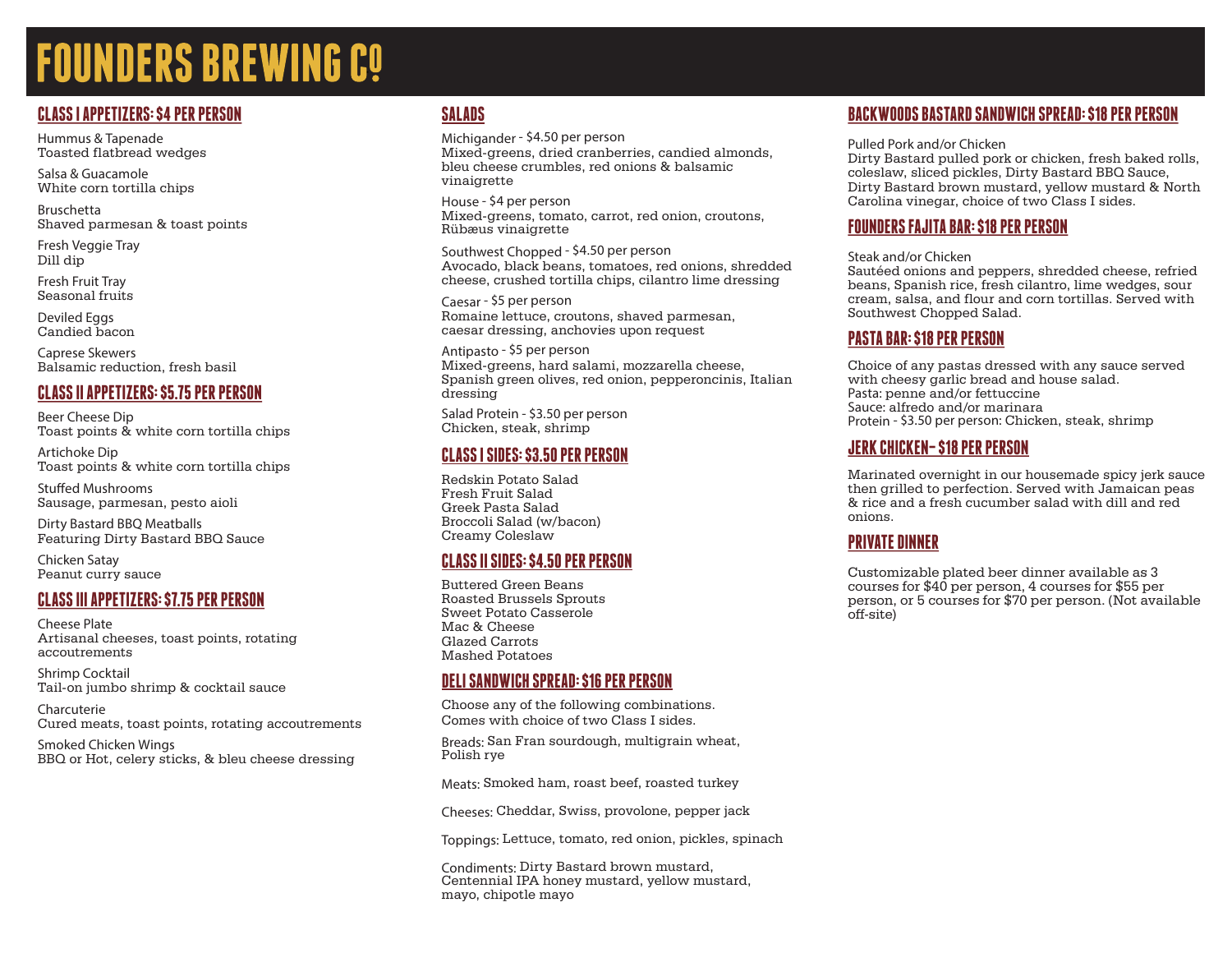# FOUNDERS BREWING Cº

## CLASS I APPETIZERS: $4 PER PERSON

Hummus & Tapenade
Toasted flatbread wedges

Salsa & Guacamole
White corn tortilla chips

Bruschetta
Shaved parmesan & toast points

Fresh Veggie Tray
Dill dip

Fresh Fruit Tray
Seasonal fruits

Deviled Eggs
Candied bacon

Caprese Skewers
Balsamic reduction, fresh basil

## CLASS II APPETIZERS: $5.75 PER PERSON

Beer Cheese Dip
Toast points & white corn tortilla chips

Artichoke Dip
Toast points & white corn tortilla chips

Stuffed Mushrooms
Sausage, parmesan, pesto aioli

Dirty Bastard BBQ Meatballs
Featuring Dirty Bastard BBQ Sauce

Chicken Satay
Peanut curry sauce

## CLASS III APPETIZERS: $7.75 PER PERSON

Cheese Plate
Artisanal cheeses, toast points, rotating accoutrements

Shrimp Cocktail
Tail-on jumbo shrimp & cocktail sauce

Charcuterie
Cured meats, toast points, rotating accoutrements

Smoked Chicken Wings
BBQ or Hot, celery sticks, & bleu cheese dressing

## SALADS

Michigander - $4.50 per person
Mixed-greens, dried cranberries, candied almonds, bleu cheese crumbles, red onions & balsamic vinaigrette

House - $4 per person
Mixed-greens, tomato, carrot, red onion, croutons, Rübæus vinaigrette

Southwest Chopped - $4.50 per person
Avocado, black beans, tomatoes, red onions, shredded cheese, crushed tortilla chips, cilantro lime dressing

Caesar - $5 per person
Romaine lettuce, croutons, shaved parmesan, caesar dressing, anchovies upon request

Antipasto - $5 per person
Mixed-greens, hard salami, mozzarella cheese, Spanish green olives, red onion, pepperoncinis, Italian dressing

Salad Protein - $3.50 per person
Chicken, steak, shrimp

## CLASS I SIDES: $3.50 PER PERSON

Redskin Potato Salad
Fresh Fruit Salad
Greek Pasta Salad
Broccoli Salad (w/bacon)
Creamy Coleslaw

## CLASS II SIDES: $4.50 PER PERSON

Buttered Green Beans
Roasted Brussels Sprouts
Sweet Potato Casserole
Mac & Cheese
Glazed Carrots
Mashed Potatoes

## DELI SANDWICH SPREAD: $16 PER PERSON

Choose any of the following combinations.
Comes with choice of two Class I sides.

Breads: San Fran sourdough, multigrain wheat, Polish rye

Meats: Smoked ham, roast beef, roasted turkey

Cheeses: Cheddar, Swiss, provolone, pepper jack

Toppings: Lettuce, tomato, red onion, pickles, spinach

Condiments: Dirty Bastard brown mustard, Centennial IPA honey mustard, yellow mustard, mayo, chipotle mayo

## BACKWOODS BASTARD SANDWICH SPREAD: $18 PER PERSON

Pulled Pork and/or Chicken
Dirty Bastard pulled pork or chicken, fresh baked rolls, coleslaw, sliced pickles, Dirty Bastard BBQ Sauce, Dirty Bastard brown mustard, yellow mustard & North Carolina vinegar, choice of two Class I sides.

## FOUNDERS FAJITA BAR: $18 PER PERSON

Steak and/or Chicken
Sautéed onions and peppers, shredded cheese, refried beans, Spanish rice, fresh cilantro, lime wedges, sour cream, salsa, and flour and corn tortillas. Served with Southwest Chopped Salad.

## PASTA BAR: $18 PER PERSON

Choice of any pastas dressed with any sauce served with cheesy garlic bread and house salad.
Pasta: penne and/or fettuccine
Sauce: alfredo and/or marinara
Protein - $3.50 per person: Chicken, steak, shrimp

## JERK CHICKEN– $18 PER PERSON

Marinated overnight in our housemade spicy jerk sauce then grilled to perfection. Served with Jamaican peas & rice and a fresh cucumber salad with dill and red onions.

## PRIVATE DINNER

Customizable plated beer dinner available as 3 courses for $40 per person, 4 courses for $55 per person, or 5 courses for $70 per person. (Not available off-site)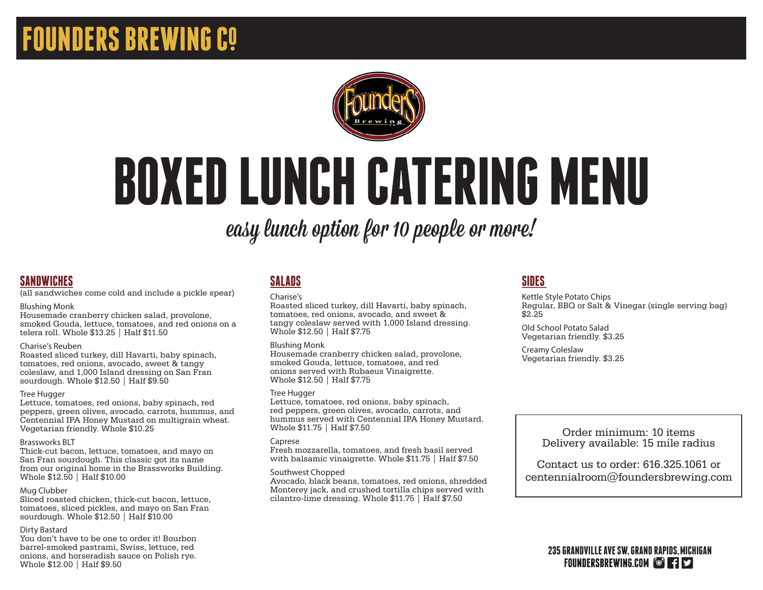# FOUNDERS BREWING CO

# BOXED LUNCH CATERING MENU

*easy lunch option for 10 people or more!*

## SANDWICHES

(all sandwiches come cold and include a pickle spear)

Blushing Monk
Housemade cranberry chicken salad, provolone, smoked Gouda, lettuce, tomatoes, and red onions on a telera roll. Whole $13.25 | Half $11.50

Charise's Reuben
Roasted sliced turkey, dill Havarti, baby spinach, tomatoes, red onions, avocado, sweet & tangy coleslaw, and 1,000 Island dressing on San Fran sourdough. Whole $12.50 | Half $9.50

Tree Hugger
Lettuce, tomatoes, red onions, baby spinach, red peppers, green olives, avocado, carrots, hummus, and Centennial IPA Honey Mustard on multigrain wheat. Vegetarian friendly. Whole $10.25

Brassworks BLT
Thick-cut bacon, lettuce, tomatoes, and mayo on San Fran sourdough. This classic got its name from our original home in the Brassworks Building. Whole $12.50 | Half $10.00

Mug Clubber
Sliced roasted chicken, thick-cut bacon, lettuce, tomatoes, sliced pickles, and mayo on San Fran sourdough. Whole $12.50 | Half $10.00

Dirty Bastard
You don't have to be one to order it! Bourbon barrel-smoked pastrami, Swiss, lettuce, red onions, and horseradish sauce on Polish rye. Whole $12.00 | Half $9.50

## SALADS

Charise's
Roasted sliced turkey, dill Havarti, baby spinach, tomatoes, red onions, avocado, and sweet & tangy coleslaw served with 1,000 Island dressing. Whole $12.50 | Half $7.75

Blushing Monk
Housemade cranberry chicken salad, provolone, smoked Gouda, lettuce, tomatoes, and red onions served with Rubaeus Vinaigrette. Whole $12.50 | Half $7.75

Tree Hugger
Lettuce, tomatoes, red onions, baby spinach, red peppers, green olives, avocado, carrots, and hummus served with Centennial IPA Honey Mustard. Whole $11.75 | Half $7.50

Caprese
Fresh mozzarella, tomatoes, and fresh basil served with balsamic vinaigrette. Whole $11.75 | Half $7.50

Southwest Chopped
Avocado, black beans, tomatoes, red onions, shredded Monterey jack, and crushed tortilla chips served with cilantro-lime dressing. Whole $11.75 | Half $7.50

## SIDES

Kettle Style Potato Chips
Regular, BBQ or Salt & Vinegar (single serving bag) $2.25

Old School Potato Salad
Vegetarian friendly. $3.25

Creamy Coleslaw
Vegetarian friendly. $3.25

Order minimum: 10 items
Delivery available: 15 mile radius

Contact us to order: 616.325.1061 or centennialroom@foundersbrewing.com

235 GRANDVILLE AVE SW, GRAND RAPIDS, MICHIGAN
FOUNDERSBREWING.COM